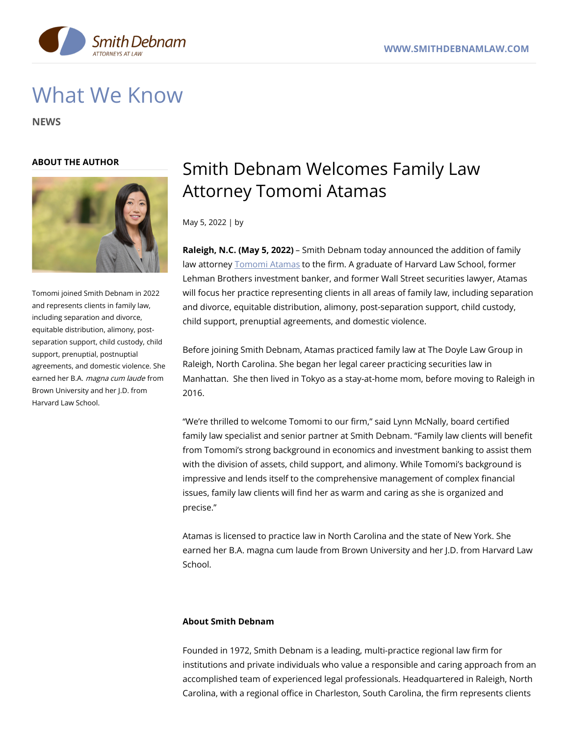# What We Know

**NEWS**

**ABOUT THE AUTHOR**

Tomomi joined Smith Debnam in 2022 and represents clients in family law, including separation and divorce, equitable distribution, alimony, post-separation support, child custody, child support, prenuptial, postnuptial agreements, and domestic violence. She earned her B.A. *magna cum laude* from Brown University and her J.D. from Harvard Law School.

## Smith Debnam Welcomes Family Law Attorney Tomomi Atamas

May 5, 2022 | by

**Raleigh, N.C. (May 5, 2022)** – Smith Debnam today announced the addition of family law attorney Tomomi Atamas to the firm. A graduate of Harvard Law School, former Lehman Brothers investment banker, and former Wall Street securities lawyer, Atamas will focus her practice representing clients in all areas of family law, including separation and divorce, equitable distribution, alimony, post-separation support, child custody, child support, prenuptial agreements, and domestic violence.

Before joining Smith Debnam, Atamas practiced family law at The Doyle Law Group in Raleigh, North Carolina. She began her legal career practicing securities law in Manhattan. She then lived in Tokyo as a stay-at-home mom, before moving to Raleigh in 2016.

"We're thrilled to welcome Tomomi to our firm," said Lynn McNally, board certified family law specialist and senior partner at Smith Debnam. "Family law clients will benefit from Tomomi's strong background in economics and investment banking to assist them with the division of assets, child support, and alimony. While Tomomi's background is impressive and lends itself to the comprehensive management of complex financial issues, family law clients will find her as warm and caring as she is organized and precise."

Atamas is licensed to practice law in North Carolina and the state of New York. She earned her B.A. magna cum laude from Brown University and her J.D. from Harvard Law School.

**About Smith Debnam**

Founded in 1972, Smith Debnam is a leading, multi-practice regional law firm for institutions and private individuals who value a responsible and caring approach from an accomplished team of experienced legal professionals. Headquartered in Raleigh, North Carolina, with a regional office in Charleston, South Carolina, the firm represents clients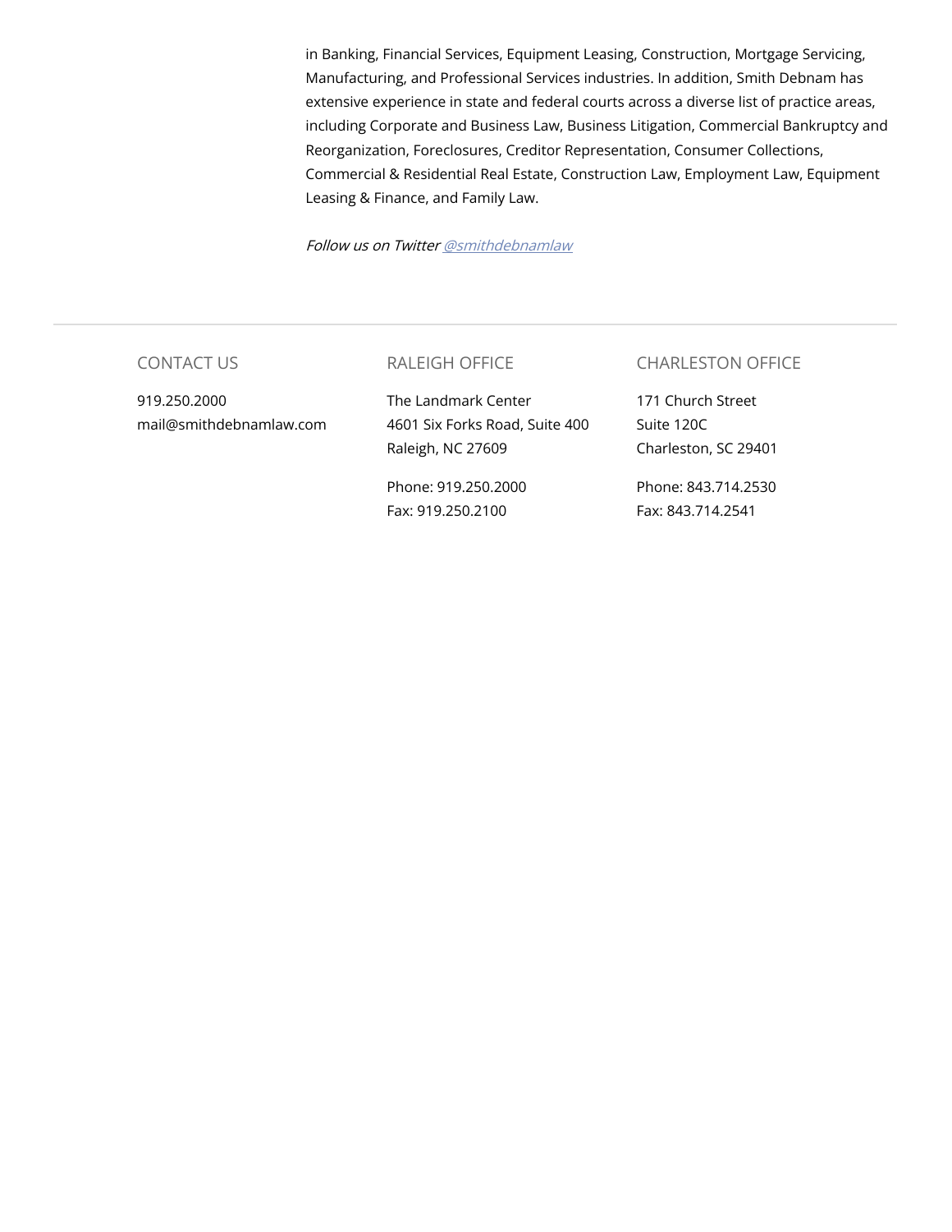in Banking, Financial Services, Equipment Leasing, Construction, Mortgage Servicing, Manufacturing, and Professional Services industries. In addition, Smith Debnam has extensive experience in state and federal courts across a diverse list of practice areas, including Corporate and Business Law, Business Litigation, Commercial Bankruptcy and Reorganization, Foreclosures, Creditor Representation, Consumer Collections, Commercial & Residential Real Estate, Construction Law, Employment Law, Equipment Leasing & Finance, and Family Law.

*Follow us on Twitter [@smithdebnamlaw](@smithdebnamlaw)*

---

## CONTACT US

919.250.2000
mail@smithdebnamlaw.com

## RALEIGH OFFICE

The Landmark Center
4601 Six Forks Road, Suite 400
Raleigh, NC 27609

Phone: 919.250.2000
Fax: 919.250.2100

## CHARLESTON OFFICE

171 Church Street
Suite 120C
Charleston, SC 29401

Phone: 843.714.2530
Fax: 843.714.2541